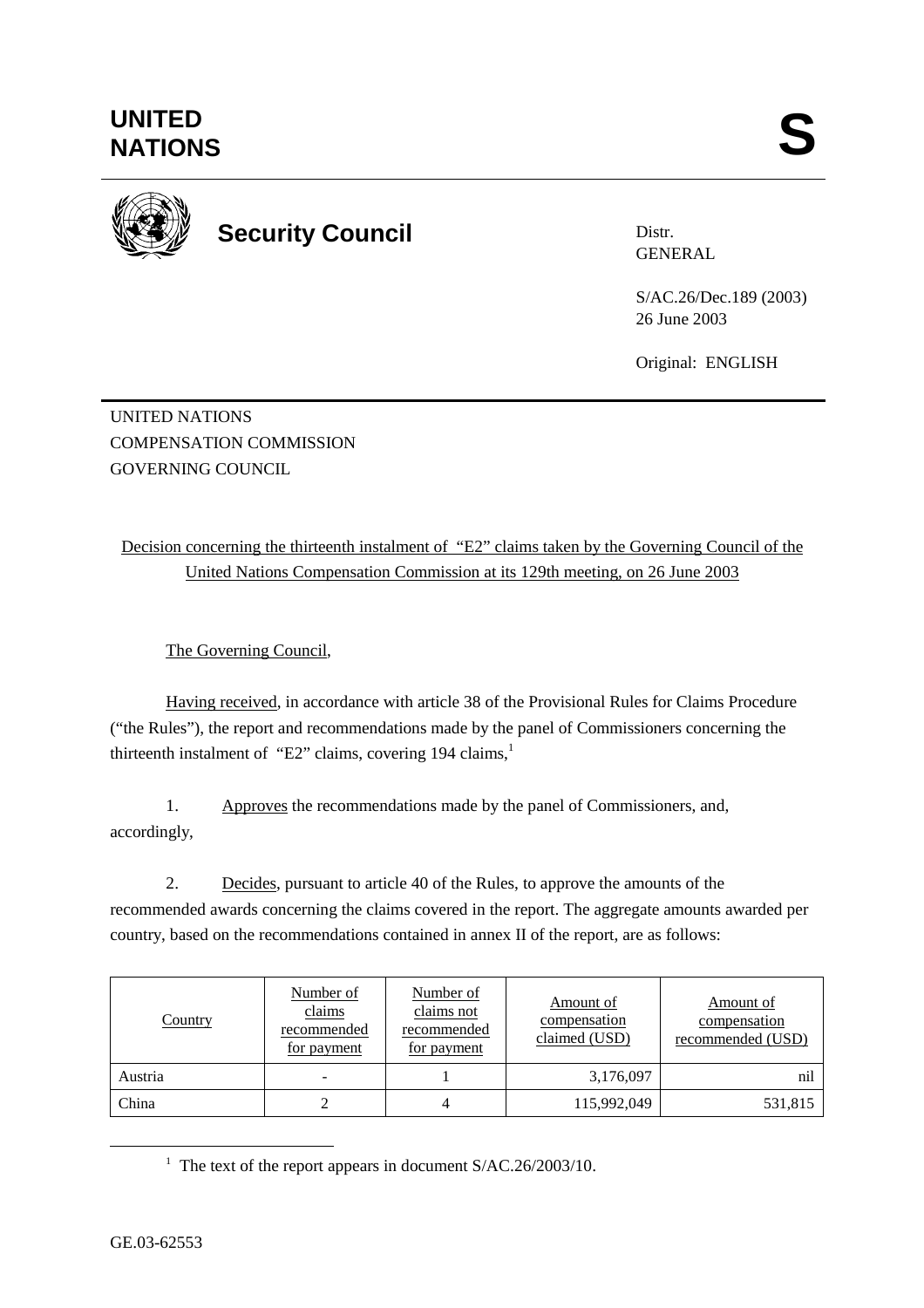# UNITED NATIONS

**S**

**Security Council**

Distr.
GENERAL

S/AC.26/Dec.189 (2003)
26 June 2003

Original: ENGLISH

UNITED NATIONS
COMPENSATION COMMISSION
GOVERNING COUNCIL

Decision concerning the thirteenth instalment of "E2" claims taken by the Governing Council of the United Nations Compensation Commission at its 129th meeting, on 26 June 2003

The Governing Council,

Having received, in accordance with article 38 of the Provisional Rules for Claims Procedure ("the Rules"), the report and recommendations made by the panel of Commissioners concerning the thirteenth instalment of "E2" claims, covering 194 claims,[1]

1. Approves the recommendations made by the panel of Commissioners, and, accordingly,

2. Decides, pursuant to article 40 of the Rules, to approve the amounts of the recommended awards concerning the claims covered in the report. The aggregate amounts awarded per country, based on the recommendations contained in annex II of the report, are as follows:

| Country | Number of claims recommended for payment | Number of claims not recommended for payment | Amount of compensation claimed (USD) | Amount of compensation recommended (USD) |
|---|---|---|---|---|
| Austria | - | 1 | 3,176,097 | nil |
| China | 2 | 4 | 115,992,049 | 531,815 |

[1] The text of the report appears in document S/AC.26/2003/10.

GE.03-62553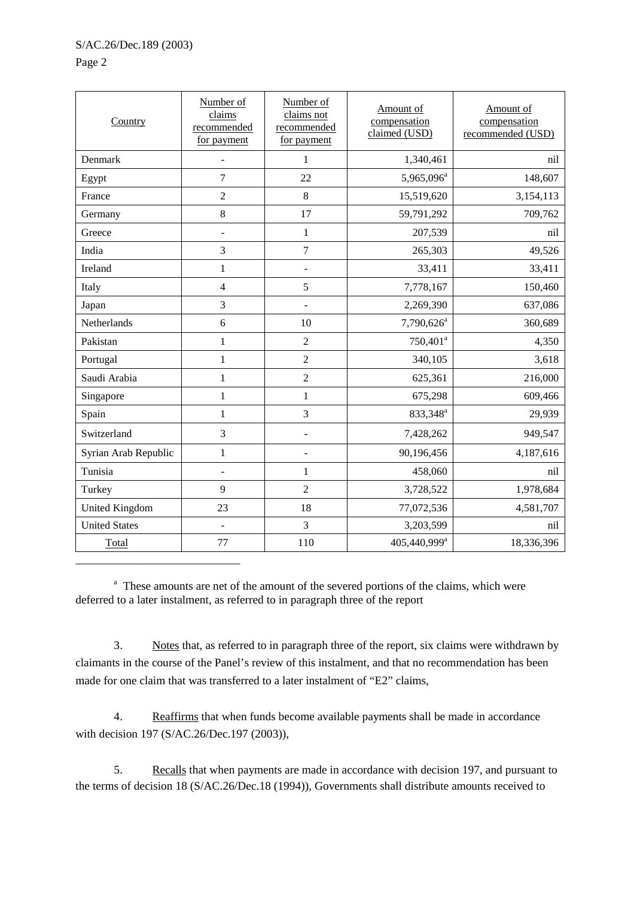| Country | Number of claims recommended for payment | Number of claims not recommended for payment | Amount of compensation claimed (USD) | Amount of compensation recommended (USD) |
|---|---|---|---|---|
| Denmark | - | 1 | 1,340,461 | nil |
| Egypt | 7 | 22 | 5,965,096[a] | 148,607 |
| France | 2 | 8 | 15,519,620 | 3,154,113 |
| Germany | 8 | 17 | 59,791,292 | 709,762 |
| Greece | - | 1 | 207,539 | nil |
| India | 3 | 7 | 265,303 | 49,526 |
| Ireland | 1 | - | 33,411 | 33,411 |
| Italy | 4 | 5 | 7,778,167 | 150,460 |
| Japan | 3 | - | 2,269,390 | 637,086 |
| Netherlands | 6 | 10 | 7,790,626[a] | 360,689 |
| Pakistan | 1 | 2 | 750,401[a] | 4,350 |
| Portugal | 1 | 2 | 340,105 | 3,618 |
| Saudi Arabia | 1 | 2 | 625,361 | 216,000 |
| Singapore | 1 | 1 | 675,298 | 609,466 |
| Spain | 1 | 3 | 833,348[a] | 29,939 |
| Switzerland | 3 | - | 7,428,262 | 949,547 |
| Syrian Arab Republic | 1 | - | 90,196,456 | 4,187,616 |
| Tunisia | - | 1 | 458,060 | nil |
| Turkey | 9 | 2 | 3,728,522 | 1,978,684 |
| United Kingdom | 23 | 18 | 77,072,536 | 4,581,707 |
| United States | - | 3 | 3,203,599 | nil |
| Total | 77 | 110 | 405,440,999[a] | 18,336,396 |

[a] These amounts are net of the amount of the severed portions of the claims, which were deferred to a later instalment, as referred to in paragraph three of the report

3. Notes that, as referred to in paragraph three of the report, six claims were withdrawn by claimants in the course of the Panel's review of this instalment, and that no recommendation has been made for one claim that was transferred to a later instalment of "E2" claims,

4. Reaffirms that when funds become available payments shall be made in accordance with decision 197 (S/AC.26/Dec.197 (2003)),

5. Recalls that when payments are made in accordance with decision 197, and pursuant to the terms of decision 18 (S/AC.26/Dec.18 (1994)), Governments shall distribute amounts received to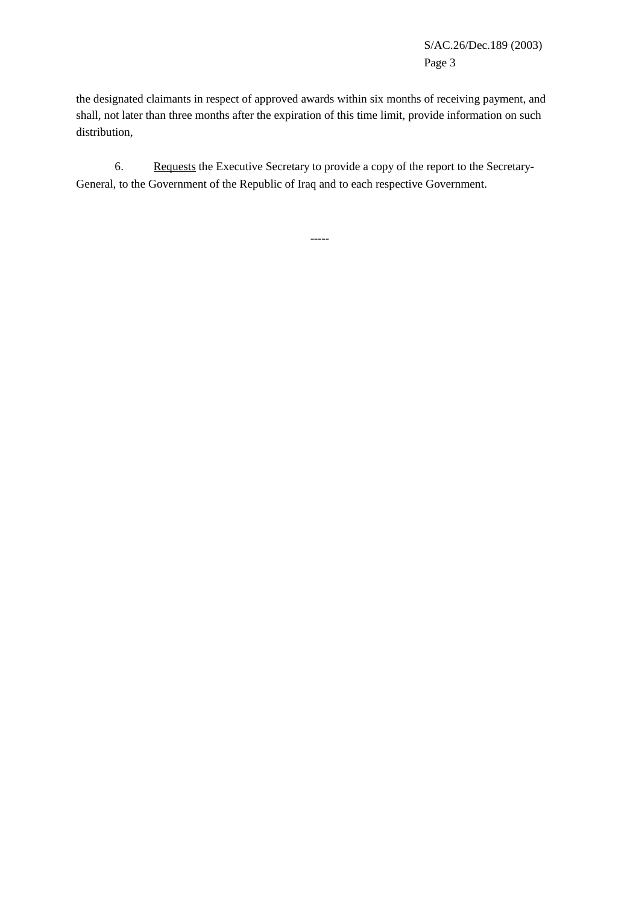the designated claimants in respect of approved awards within six months of receiving payment, and shall, not later than three months after the expiration of this time limit, provide information on such distribution,

6. Requests the Executive Secretary to provide a copy of the report to the Secretary-General, to the Government of the Republic of Iraq and to each respective Government.

-----